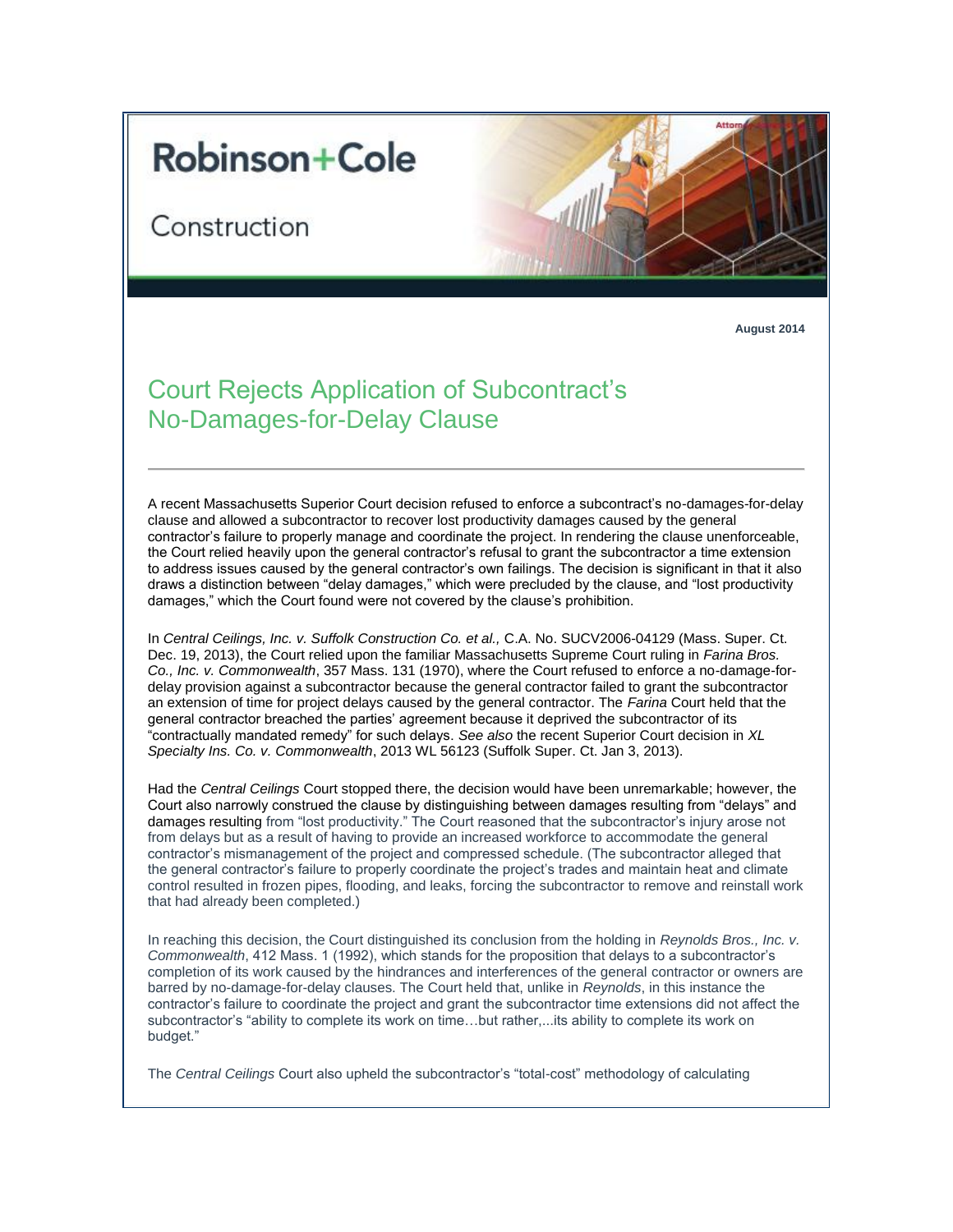# Robinson+Cole

Construction

**August 2014**

## Court Rejects Application of Subcontract's No-Damages-for-Delay Clause

A recent Massachusetts Superior Court decision refused to enforce a subcontract's no-damages-for-delay clause and allowed a subcontractor to recover lost productivity damages caused by the general contractor's failure to properly manage and coordinate the project. In rendering the clause unenforceable, the Court relied heavily upon the general contractor's refusal to grant the subcontractor a time extension to address issues caused by the general contractor's own failings. The decision is significant in that it also draws a distinction between "delay damages," which were precluded by the clause, and "lost productivity damages," which the Court found were not covered by the clause's prohibition.

In *Central Ceilings, Inc. v. Suffolk Construction Co. et al.,* C.A. No. SUCV2006-04129 (Mass. Super. Ct. Dec. 19, 2013), the Court relied upon the familiar Massachusetts Supreme Court ruling in *Farina Bros. Co., Inc. v. Commonwealth*, 357 Mass. 131 (1970), where the Court refused to enforce a no-damage-for-delay provision against a subcontractor because the general contractor failed to grant the subcontractor an extension of time for project delays caused by the general contractor. The *Farina* Court held that the general contractor breached the parties' agreement because it deprived the subcontractor of its "contractually mandated remedy" for such delays. *See also* the recent Superior Court decision in *XL Specialty Ins. Co. v. Commonwealth*, 2013 WL 56123 (Suffolk Super. Ct. Jan 3, 2013).

Had the *Central Ceilings* Court stopped there, the decision would have been unremarkable; however, the Court also narrowly construed the clause by distinguishing between damages resulting from "delays" and damages resulting from "lost productivity." The Court reasoned that the subcontractor's injury arose not from delays but as a result of having to provide an increased workforce to accommodate the general contractor's mismanagement of the project and compressed schedule. (The subcontractor alleged that the general contractor's failure to properly coordinate the project's trades and maintain heat and climate control resulted in frozen pipes, flooding, and leaks, forcing the subcontractor to remove and reinstall work that had already been completed.)

In reaching this decision, the Court distinguished its conclusion from the holding in *Reynolds Bros., Inc. v. Commonwealth*, 412 Mass. 1 (1992), which stands for the proposition that delays to a subcontractor's completion of its work caused by the hindrances and interferences of the general contractor or owners are barred by no-damage-for-delay clauses. The Court held that, unlike in *Reynolds*, in this instance the contractor's failure to coordinate the project and grant the subcontractor time extensions did not affect the subcontractor's "ability to complete its work on time…but rather,...its ability to complete its work on budget."

The *Central Ceilings* Court also upheld the subcontractor's "total-cost" methodology of calculating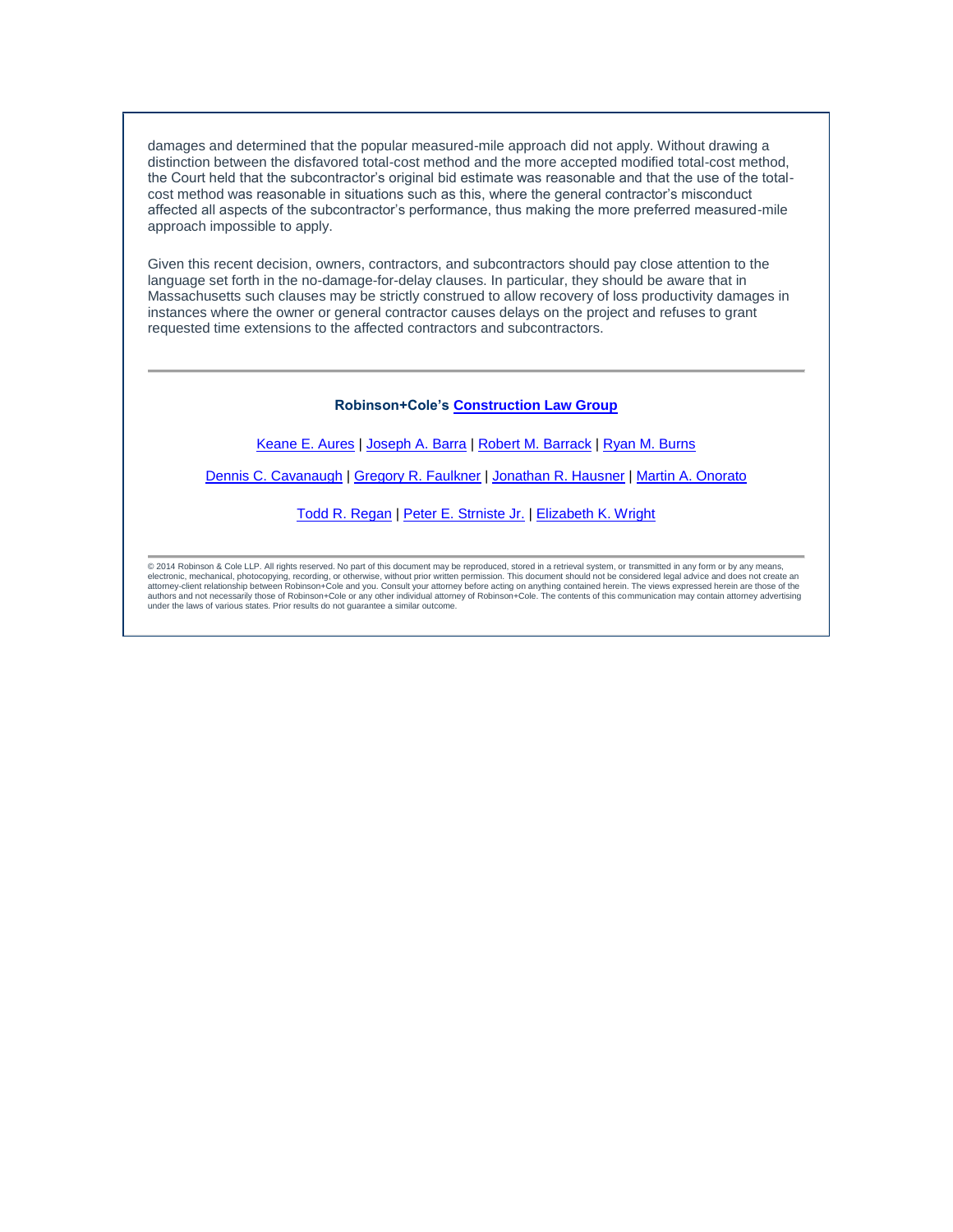damages and determined that the popular measured-mile approach did not apply. Without drawing a distinction between the disfavored total-cost method and the more accepted modified total-cost method, the Court held that the subcontractor's original bid estimate was reasonable and that the use of the total-cost method was reasonable in situations such as this, where the general contractor's misconduct affected all aspects of the subcontractor's performance, thus making the more preferred measured-mile approach impossible to apply.

Given this recent decision, owners, contractors, and subcontractors should pay close attention to the language set forth in the no-damage-for-delay clauses. In particular, they should be aware that in Massachusetts such clauses may be strictly construed to allow recovery of loss productivity damages in instances where the owner or general contractor causes delays on the project and refuses to grant requested time extensions to the affected contractors and subcontractors.

---

**Robinson+Cole's Construction Law Group**

Keane E. Aures | Joseph A. Barra | Robert M. Barrack | Ryan M. Burns

Dennis C. Cavanaugh | Gregory R. Faulkner | Jonathan R. Hausner | Martin A. Onorato

Todd R. Regan | Peter E. Strniste Jr. | Elizabeth K. Wright

---

© 2014 Robinson & Cole LLP. All rights reserved. No part of this document may be reproduced, stored in a retrieval system, or transmitted in any form or by any means, electronic, mechanical, photocopying, recording, or otherwise, without prior written permission. This document should not be considered legal advice and does not create an attorney-client relationship between Robinson+Cole and you. Consult your attorney before acting on anything contained herein. The views expressed herein are those of the authors and not necessarily those of Robinson+Cole or any other individual attorney of Robinson+Cole. The contents of this communication may contain attorney advertising under the laws of various states. Prior results do not guarantee a similar outcome.